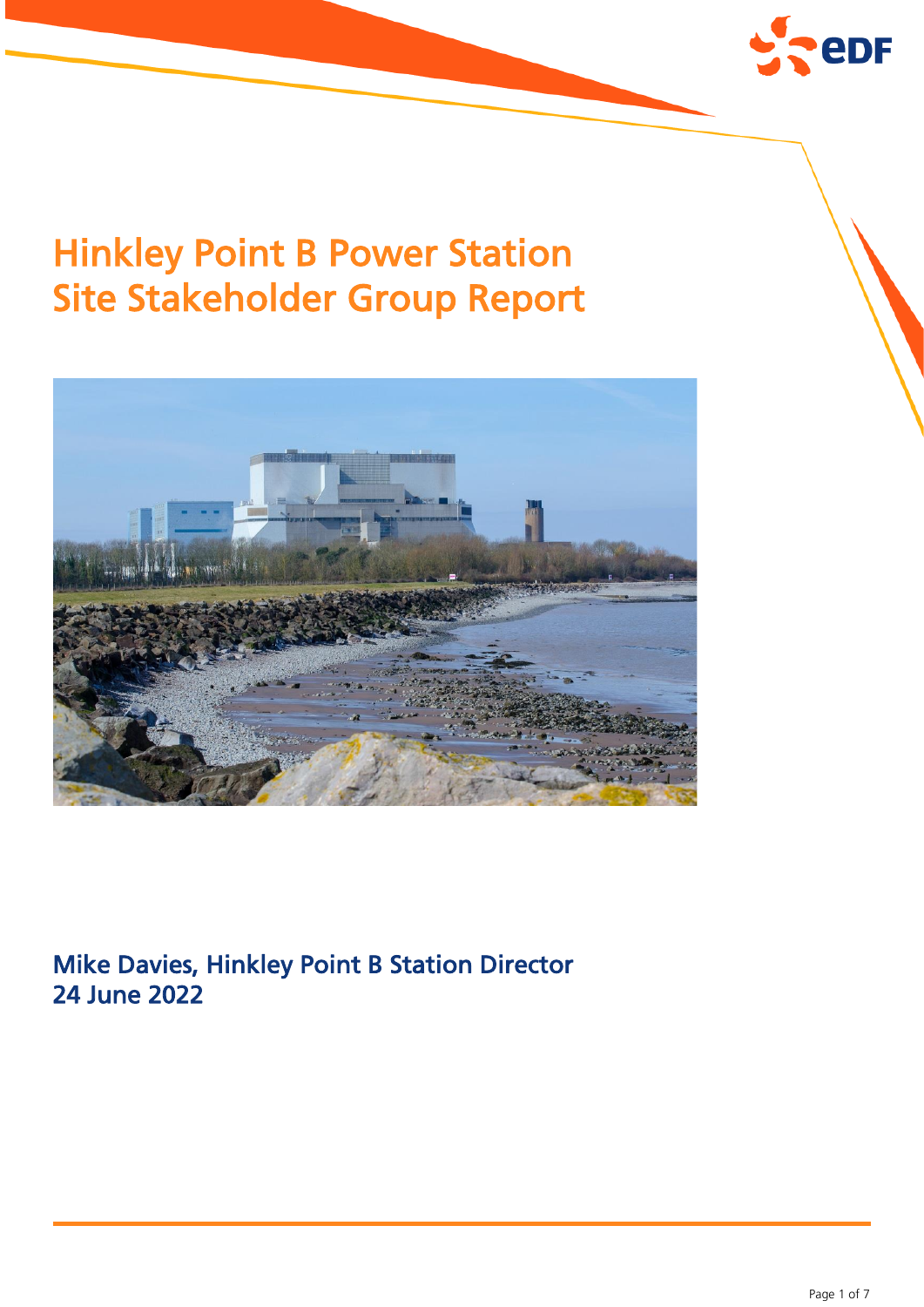# Hinkley Point B Power Station
# Site Stakeholder Group Report

**Mike Davies, Hinkley Point B Station Director**
**24 June 2022**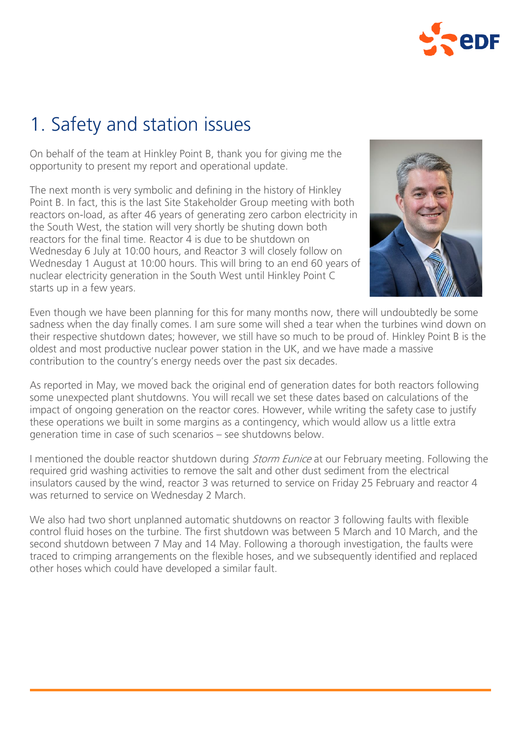# 1. Safety and station issues

On behalf of the team at Hinkley Point B, thank you for giving me the opportunity to present my report and operational update.

The next month is very symbolic and defining in the history of Hinkley Point B. In fact, this is the last Site Stakeholder Group meeting with both reactors on-load, as after 46 years of generating zero carbon electricity in the South West, the station will very shortly be shuting down both reactors for the final time. Reactor 4 is due to be shutdown on Wednesday 6 July at 10:00 hours, and Reactor 3 will closely follow on Wednesday 1 August at 10:00 hours. This will bring to an end 60 years of nuclear electricity generation in the South West until Hinkley Point C starts up in a few years.

Even though we have been planning for this for many months now, there will undoubtedly be some sadness when the day finally comes. I am sure some will shed a tear when the turbines wind down on their respective shutdown dates; however, we still have so much to be proud of. Hinkley Point B is the oldest and most productive nuclear power station in the UK, and we have made a massive contribution to the country's energy needs over the past six decades.

As reported in May, we moved back the original end of generation dates for both reactors following some unexpected plant shutdowns. You will recall we set these dates based on calculations of the impact of ongoing generation on the reactor cores. However, while writing the safety case to justify these operations we built in some margins as a contingency, which would allow us a little extra generation time in case of such scenarios – see shutdowns below.

I mentioned the double reactor shutdown during *Storm Eunice* at our February meeting. Following the required grid washing activities to remove the salt and other dust sediment from the electrical insulators caused by the wind, reactor 3 was returned to service on Friday 25 February and reactor 4 was returned to service on Wednesday 2 March.

We also had two short unplanned automatic shutdowns on reactor 3 following faults with flexible control fluid hoses on the turbine. The first shutdown was between 5 March and 10 March, and the second shutdown between 7 May and 14 May. Following a thorough investigation, the faults were traced to crimping arrangements on the flexible hoses, and we subsequently identified and replaced other hoses which could have developed a similar fault.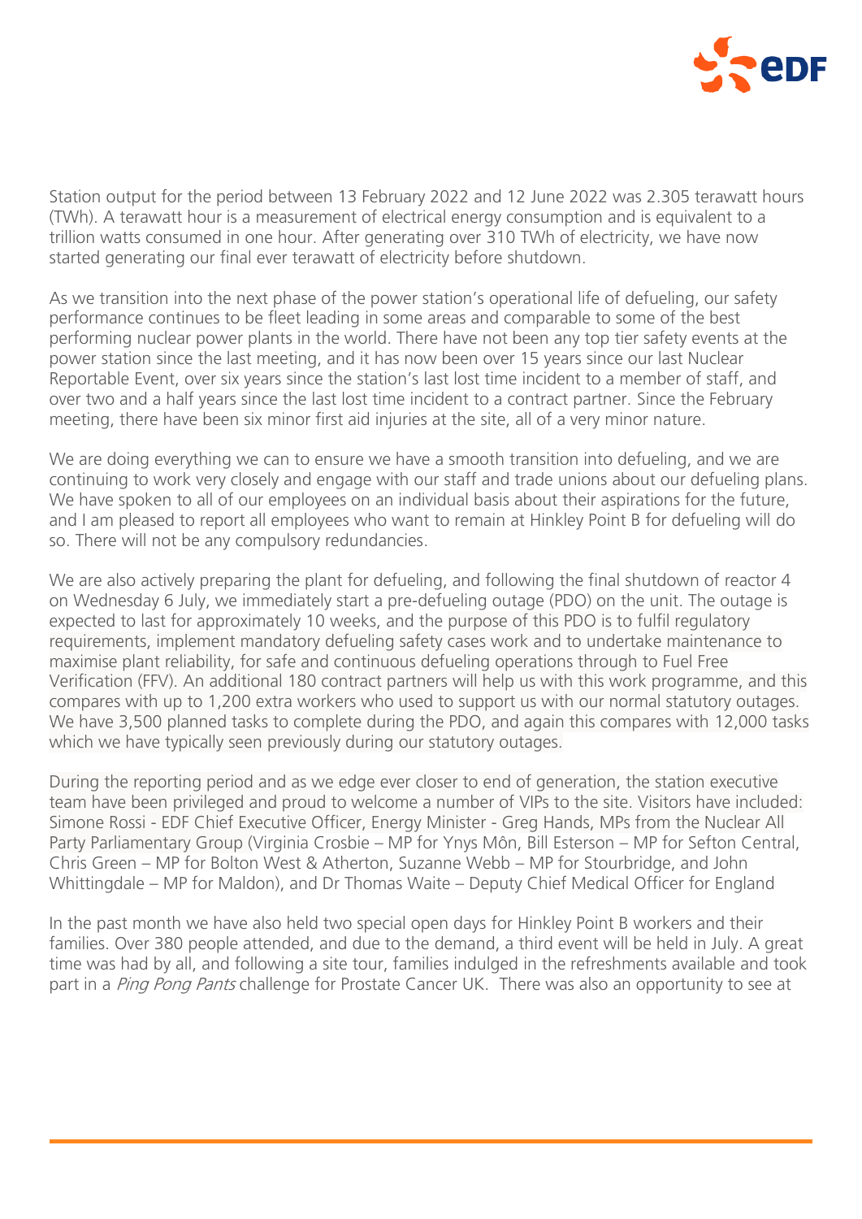Station output for the period between 13 February 2022 and 12 June 2022 was 2.305 terawatt hours (TWh). A terawatt hour is a measurement of electrical energy consumption and is equivalent to a trillion watts consumed in one hour. After generating over 310 TWh of electricity, we have now started generating our final ever terawatt of electricity before shutdown.

As we transition into the next phase of the power station's operational life of defueling, our safety performance continues to be fleet leading in some areas and comparable to some of the best performing nuclear power plants in the world. There have not been any top tier safety events at the power station since the last meeting, and it has now been over 15 years since our last Nuclear Reportable Event, over six years since the station's last lost time incident to a member of staff, and over two and a half years since the last lost time incident to a contract partner. Since the February meeting, there have been six minor first aid injuries at the site, all of a very minor nature.

We are doing everything we can to ensure we have a smooth transition into defueling, and we are continuing to work very closely and engage with our staff and trade unions about our defueling plans. We have spoken to all of our employees on an individual basis about their aspirations for the future, and I am pleased to report all employees who want to remain at Hinkley Point B for defueling will do so. There will not be any compulsory redundancies.

We are also actively preparing the plant for defueling, and following the final shutdown of reactor 4 on Wednesday 6 July, we immediately start a pre-defueling outage (PDO) on the unit. The outage is expected to last for approximately 10 weeks, and the purpose of this PDO is to fulfil regulatory requirements, implement mandatory defueling safety cases work and to undertake maintenance to maximise plant reliability, for safe and continuous defueling operations through to Fuel Free Verification (FFV). An additional 180 contract partners will help us with this work programme, and this compares with up to 1,200 extra workers who used to support us with our normal statutory outages. We have 3,500 planned tasks to complete during the PDO, and again this compares with 12,000 tasks which we have typically seen previously during our statutory outages.

During the reporting period and as we edge ever closer to end of generation, the station executive team have been privileged and proud to welcome a number of VIPs to the site. Visitors have included: Simone Rossi - EDF Chief Executive Officer, Energy Minister - Greg Hands, MPs from the Nuclear All Party Parliamentary Group (Virginia Crosbie – MP for Ynys Môn, Bill Esterson – MP for Sefton Central, Chris Green – MP for Bolton West & Atherton, Suzanne Webb – MP for Stourbridge, and John Whittingdale – MP for Maldon), and Dr Thomas Waite – Deputy Chief Medical Officer for England

In the past month we have also held two special open days for Hinkley Point B workers and their families. Over 380 people attended, and due to the demand, a third event will be held in July. A great time was had by all, and following a site tour, families indulged in the refreshments available and took part in a *Ping Pong Pants* challenge for Prostate Cancer UK. There was also an opportunity to see at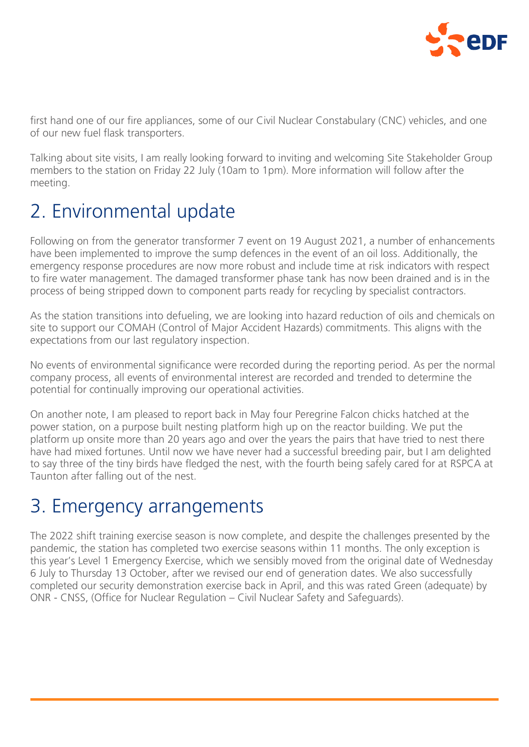first hand one of our fire appliances, some of our Civil Nuclear Constabulary (CNC) vehicles, and one of our new fuel flask transporters.

Talking about site visits, I am really looking forward to inviting and welcoming Site Stakeholder Group members to the station on Friday 22 July (10am to 1pm). More information will follow after the meeting.

## 2. Environmental update

Following on from the generator transformer 7 event on 19 August 2021, a number of enhancements have been implemented to improve the sump defences in the event of an oil loss. Additionally, the emergency response procedures are now more robust and include time at risk indicators with respect to fire water management. The damaged transformer phase tank has now been drained and is in the process of being stripped down to component parts ready for recycling by specialist contractors.

As the station transitions into defueling, we are looking into hazard reduction of oils and chemicals on site to support our COMAH (Control of Major Accident Hazards) commitments. This aligns with the expectations from our last regulatory inspection.

No events of environmental significance were recorded during the reporting period. As per the normal company process, all events of environmental interest are recorded and trended to determine the potential for continually improving our operational activities.

On another note, I am pleased to report back in May four Peregrine Falcon chicks hatched at the power station, on a purpose built nesting platform high up on the reactor building. We put the platform up onsite more than 20 years ago and over the years the pairs that have tried to nest there have had mixed fortunes. Until now we have never had a successful breeding pair, but I am delighted to say three of the tiny birds have fledged the nest, with the fourth being safely cared for at RSPCA at Taunton after falling out of the nest.

## 3. Emergency arrangements

The 2022 shift training exercise season is now complete, and despite the challenges presented by the pandemic, the station has completed two exercise seasons within 11 months. The only exception is this year's Level 1 Emergency Exercise, which we sensibly moved from the original date of Wednesday 6 July to Thursday 13 October, after we revised our end of generation dates. We also successfully completed our security demonstration exercise back in April, and this was rated Green (adequate) by ONR - CNSS, (Office for Nuclear Regulation – Civil Nuclear Safety and Safeguards).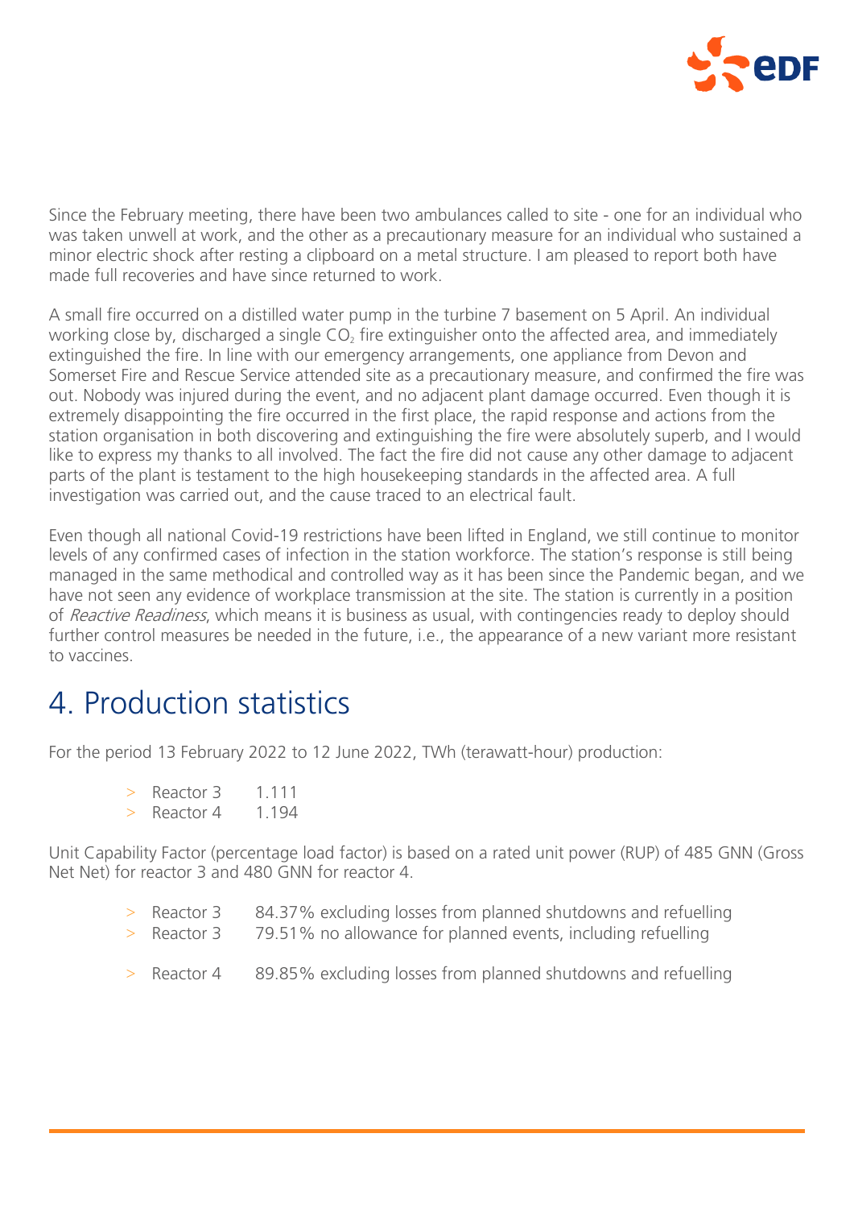Since the February meeting, there have been two ambulances called to site - one for an individual who was taken unwell at work, and the other as a precautionary measure for an individual who sustained a minor electric shock after resting a clipboard on a metal structure. I am pleased to report both have made full recoveries and have since returned to work.

A small fire occurred on a distilled water pump in the turbine 7 basement on 5 April. An individual working close by, discharged a single $CO_2$ fire extinguisher onto the affected area, and immediately extinguished the fire. In line with our emergency arrangements, one appliance from Devon and Somerset Fire and Rescue Service attended site as a precautionary measure, and confirmed the fire was out. Nobody was injured during the event, and no adjacent plant damage occurred. Even though it is extremely disappointing the fire occurred in the first place, the rapid response and actions from the station organisation in both discovering and extinguishing the fire were absolutely superb, and I would like to express my thanks to all involved. The fact the fire did not cause any other damage to adjacent parts of the plant is testament to the high housekeeping standards in the affected area. A full investigation was carried out, and the cause traced to an electrical fault.

Even though all national Covid-19 restrictions have been lifted in England, we still continue to monitor levels of any confirmed cases of infection in the station workforce. The station's response is still being managed in the same methodical and controlled way as it has been since the Pandemic began, and we have not seen any evidence of workplace transmission at the site. The station is currently in a position of *Reactive Readiness*, which means it is business as usual, with contingencies ready to deploy should further control measures be needed in the future, i.e., the appearance of a new variant more resistant to vaccines.

# 4. Production statistics

For the period 13 February 2022 to 12 June 2022, TWh (terawatt-hour) production:

- Reactor 3 1.111
- Reactor 4 1.194

Unit Capability Factor (percentage load factor) is based on a rated unit power (RUP) of 485 GNN (Gross Net Net) for reactor 3 and 480 GNN for reactor 4.

- Reactor 3 84.37% excluding losses from planned shutdowns and refuelling
- Reactor 3 79.51% no allowance for planned events, including refuelling

- Reactor 4 89.85% excluding losses from planned shutdowns and refuelling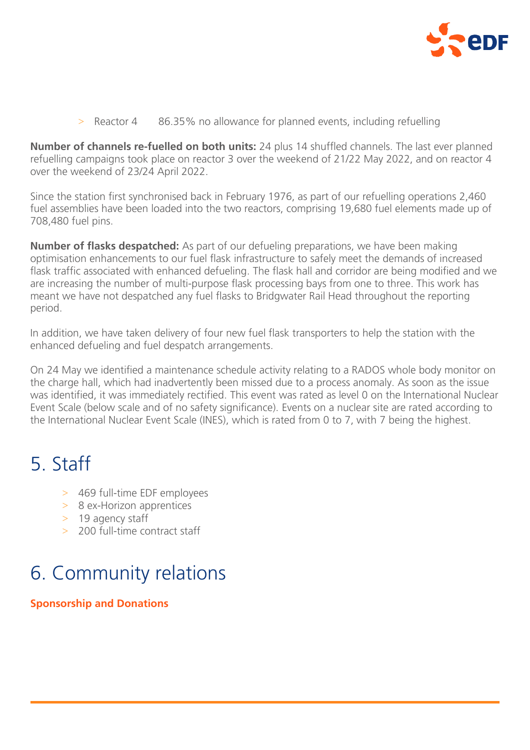- Reactor 4 86.35% no allowance for planned events, including refuelling

**Number of channels re-fuelled on both units:** 24 plus 14 shuffled channels. The last ever planned refuelling campaigns took place on reactor 3 over the weekend of 21/22 May 2022, and on reactor 4 over the weekend of 23/24 April 2022.

Since the station first synchronised back in February 1976, as part of our refuelling operations 2,460 fuel assemblies have been loaded into the two reactors, comprising 19,680 fuel elements made up of 708,480 fuel pins.

**Number of flasks despatched:** As part of our defueling preparations, we have been making optimisation enhancements to our fuel flask infrastructure to safely meet the demands of increased flask traffic associated with enhanced defueling. The flask hall and corridor are being modified and we are increasing the number of multi-purpose flask processing bays from one to three. This work has meant we have not despatched any fuel flasks to Bridgwater Rail Head throughout the reporting period.

In addition, we have taken delivery of four new fuel flask transporters to help the station with the enhanced defueling and fuel despatch arrangements.

On 24 May we identified a maintenance schedule activity relating to a RADOS whole body monitor on the charge hall, which had inadvertently been missed due to a process anomaly. As soon as the issue was identified, it was immediately rectified. This event was rated as level 0 on the International Nuclear Event Scale (below scale and of no safety significance). Events on a nuclear site are rated according to the International Nuclear Event Scale (INES), which is rated from 0 to 7, with 7 being the highest.

# 5. Staff

- 469 full-time EDF employees
- 8 ex-Horizon apprentices
- 19 agency staff
- 200 full-time contract staff

# 6. Community relations

**Sponsorship and Donations**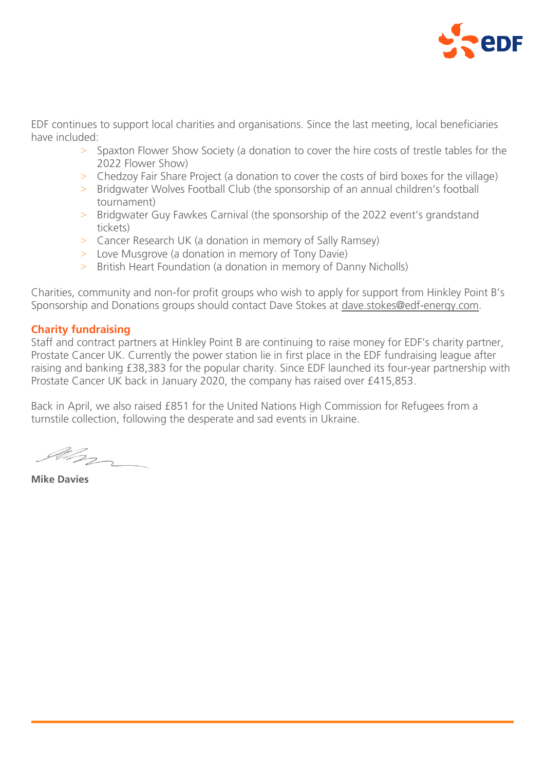EDF continues to support local charities and organisations. Since the last meeting, local beneficiaries have included:

- Spaxton Flower Show Society (a donation to cover the hire costs of trestle tables for the 2022 Flower Show)
- Chedzoy Fair Share Project (a donation to cover the costs of bird boxes for the village)
- Bridgwater Wolves Football Club (the sponsorship of an annual children's football tournament)
- Bridgwater Guy Fawkes Carnival (the sponsorship of the 2022 event's grandstand tickets)
- Cancer Research UK (a donation in memory of Sally Ramsey)
- Love Musgrove (a donation in memory of Tony Davie)
- British Heart Foundation (a donation in memory of Danny Nicholls)

Charities, community and non-for profit groups who wish to apply for support from Hinkley Point B's Sponsorship and Donations groups should contact Dave Stokes at dave.stokes@edf-energy.com.

## Charity fundraising

Staff and contract partners at Hinkley Point B are continuing to raise money for EDF's charity partner, Prostate Cancer UK. Currently the power station lie in first place in the EDF fundraising league after raising and banking £38,383 for the popular charity. Since EDF launched its four-year partnership with Prostate Cancer UK back in January 2020, the company has raised over £415,853.

Back in April, we also raised £851 for the United Nations High Commission for Refugees from a turnstile collection, following the desperate and sad events in Ukraine.

**Mike Davies**